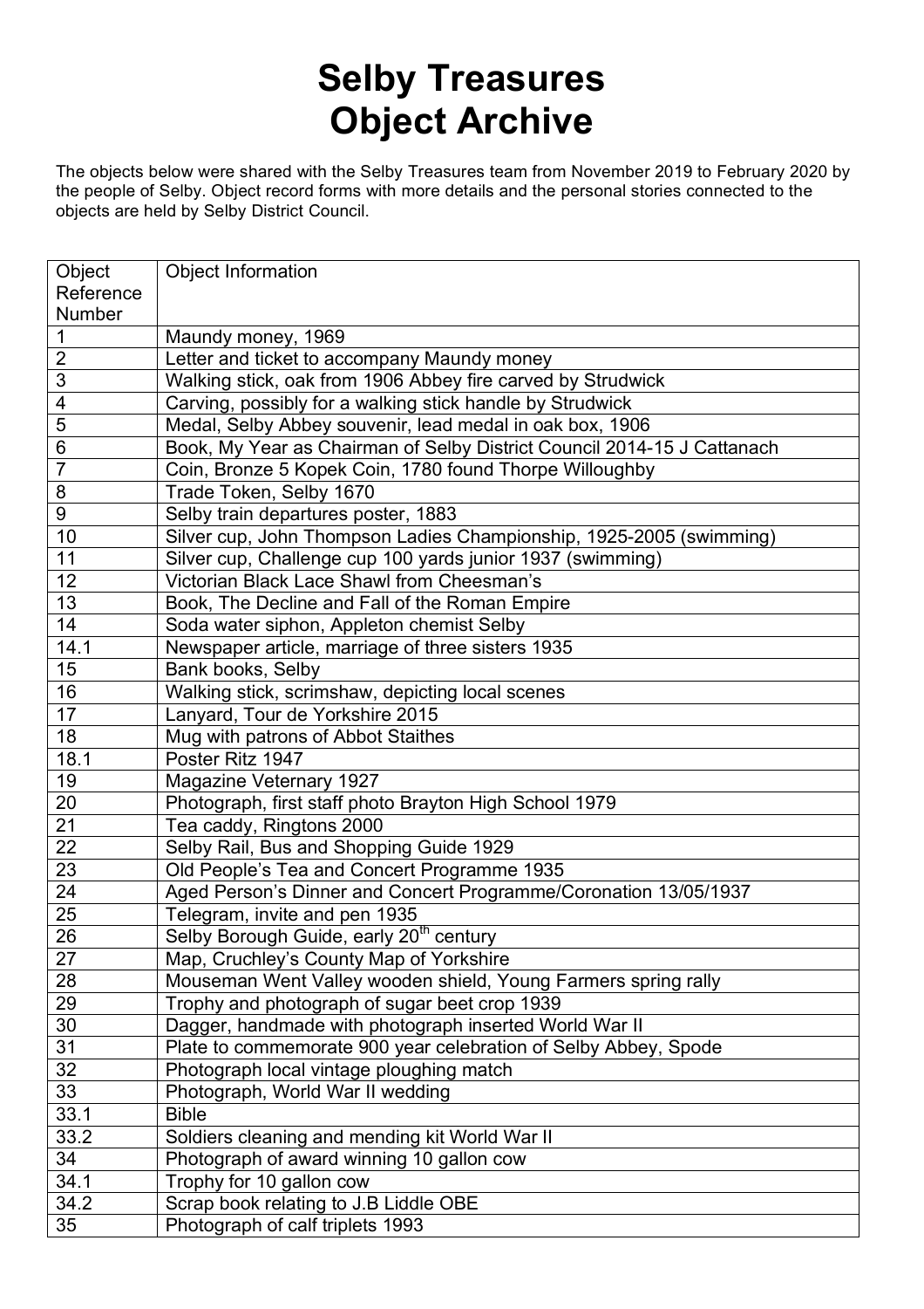# Selby Treasures
# Object Archive

The objects below were shared with the Selby Treasures team from November 2019 to February 2020 by the people of Selby. Object record forms with more details and the personal stories connected to the objects are held by Selby District Council.

| Object Reference Number | Object Information |
|---|---|
| 1 | Maundy money, 1969 |
| 2 | Letter and ticket to accompany Maundy money |
| 3 | Walking stick, oak from 1906 Abbey fire carved by Strudwick |
| 4 | Carving, possibly for a walking stick handle by Strudwick |
| 5 | Medal, Selby Abbey souvenir, lead medal in oak box, 1906 |
| 6 | Book, My Year as Chairman of Selby District Council 2014-15 J Cattanach |
| 7 | Coin, Bronze 5 Kopek Coin, 1780 found Thorpe Willoughby |
| 8 | Trade Token, Selby 1670 |
| 9 | Selby train departures poster, 1883 |
| 10 | Silver cup, John Thompson Ladies Championship, 1925-2005 (swimming) |
| 11 | Silver cup, Challenge cup 100 yards junior 1937 (swimming) |
| 12 | Victorian Black Lace Shawl from Cheesman's |
| 13 | Book, The Decline and Fall of the Roman Empire |
| 14 | Soda water siphon, Appleton chemist Selby |
| 14.1 | Newspaper article, marriage of three sisters 1935 |
| 15 | Bank books, Selby |
| 16 | Walking stick, scrimshaw, depicting local scenes |
| 17 | Lanyard, Tour de Yorkshire 2015 |
| 18 | Mug with patrons of Abbot Staithes |
| 18.1 | Poster Ritz 1947 |
| 19 | Magazine Veternary 1927 |
| 20 | Photograph, first staff photo Brayton High School 1979 |
| 21 | Tea caddy, Ringtons 2000 |
| 22 | Selby Rail, Bus and Shopping Guide 1929 |
| 23 | Old People's Tea and Concert Programme 1935 |
| 24 | Aged Person's Dinner and Concert Programme/Coronation 13/05/1937 |
| 25 | Telegram, invite and pen 1935 |
| 26 | Selby Borough Guide, early 20th century |
| 27 | Map, Cruchley's County Map of Yorkshire |
| 28 | Mouseman Went Valley wooden shield, Young Farmers spring rally |
| 29 | Trophy and photograph of sugar beet crop 1939 |
| 30 | Dagger, handmade with photograph inserted World War II |
| 31 | Plate to commemorate 900 year celebration of Selby Abbey, Spode |
| 32 | Photograph local vintage ploughing match |
| 33 | Photograph, World War II wedding |
| 33.1 | Bible |
| 33.2 | Soldiers cleaning and mending kit World War II |
| 34 | Photograph of award winning 10 gallon cow |
| 34.1 | Trophy for 10 gallon cow |
| 34.2 | Scrap book relating to J.B Liddle OBE |
| 35 | Photograph of calf triplets 1993 |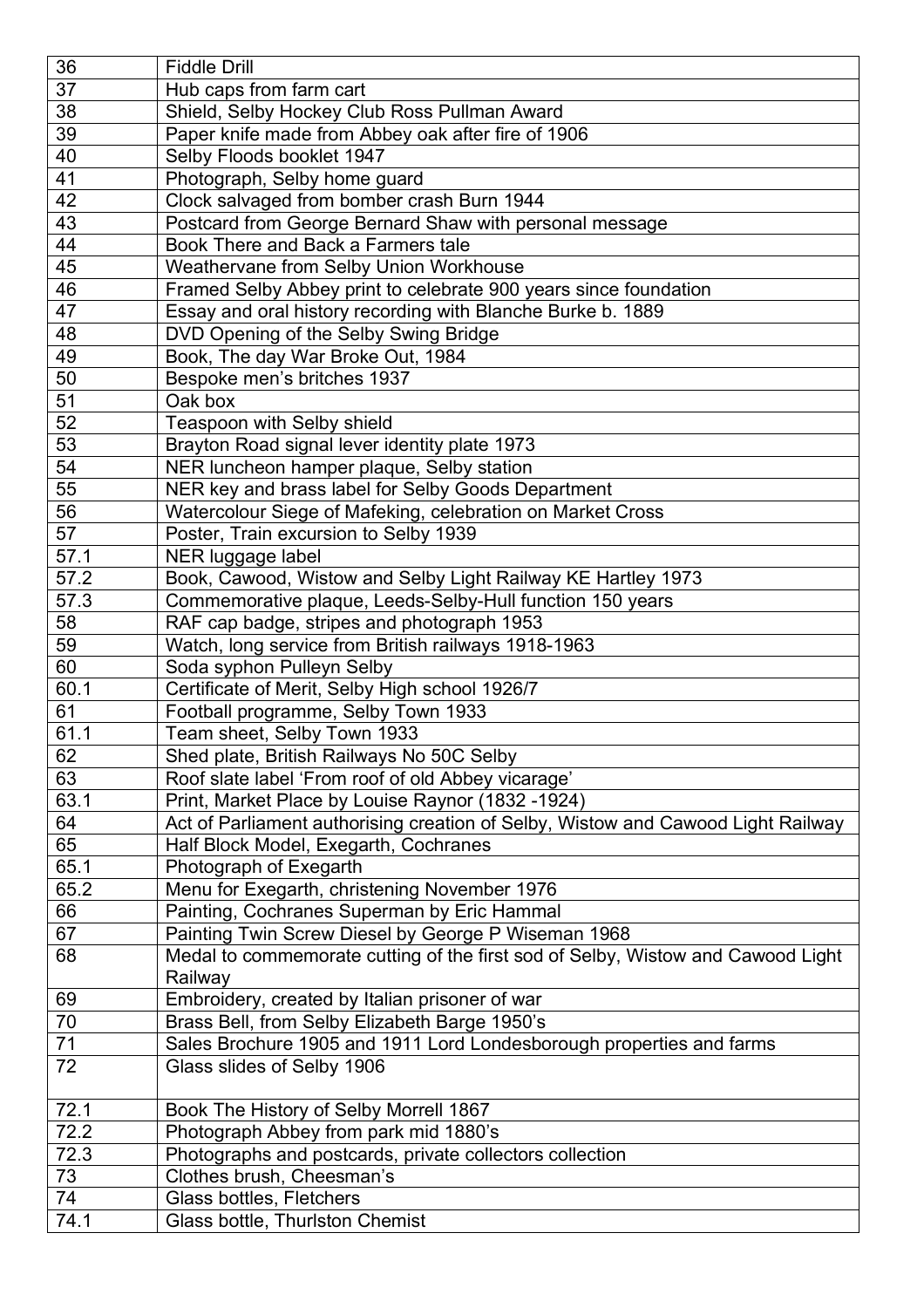| 36 | Fiddle Drill |
|---|---|
| 37 | Hub caps from farm cart |
| 38 | Shield, Selby Hockey Club Ross Pullman Award |
| 39 | Paper knife made from Abbey oak after fire of 1906 |
| 40 | Selby Floods booklet 1947 |
| 41 | Photograph, Selby home guard |
| 42 | Clock salvaged from bomber crash Burn 1944 |
| 43 | Postcard from George Bernard Shaw with personal message |
| 44 | Book There and Back a Farmers tale |
| 45 | Weathervane from Selby Union Workhouse |
| 46 | Framed Selby Abbey print to celebrate 900 years since foundation |
| 47 | Essay and oral history recording with Blanche Burke b. 1889 |
| 48 | DVD Opening of the Selby Swing Bridge |
| 49 | Book, The day War Broke Out, 1984 |
| 50 | Bespoke men's britches 1937 |
| 51 | Oak box |
| 52 | Teaspoon with Selby shield |
| 53 | Brayton Road signal lever identity plate 1973 |
| 54 | NER luncheon hamper plaque, Selby station |
| 55 | NER key and brass label for Selby Goods Department |
| 56 | Watercolour Siege of Mafeking, celebration on Market Cross |
| 57 | Poster, Train excursion to Selby 1939 |
| 57.1 | NER luggage label |
| 57.2 | Book, Cawood, Wistow and Selby Light Railway KE Hartley 1973 |
| 57.3 | Commemorative plaque, Leeds-Selby-Hull function 150 years |
| 58 | RAF cap badge, stripes and photograph 1953 |
| 59 | Watch, long service from British railways 1918-1963 |
| 60 | Soda syphon Pulleyn Selby |
| 60.1 | Certificate of Merit, Selby High school 1926/7 |
| 61 | Football programme, Selby Town 1933 |
| 61.1 | Team sheet, Selby Town 1933 |
| 62 | Shed plate, British Railways No 50C Selby |
| 63 | Roof slate label 'From roof of old Abbey vicarage' |
| 63.1 | Print, Market Place by Louise Raynor (1832 -1924) |
| 64 | Act of Parliament authorising creation of Selby, Wistow and Cawood Light Railway |
| 65 | Half Block Model, Exegarth, Cochranes |
| 65.1 | Photograph of Exegarth |
| 65.2 | Menu for Exegarth, christening November 1976 |
| 66 | Painting, Cochranes Superman by Eric Hammal |
| 67 | Painting Twin Screw Diesel by George P Wiseman 1968 |
| 68 | Medal to commemorate cutting of the first sod of Selby, Wistow and Cawood Light Railway |
| 69 | Embroidery, created by Italian prisoner of war |
| 70 | Brass Bell, from Selby Elizabeth Barge 1950's |
| 71 | Sales Brochure 1905 and 1911 Lord Londesborough properties and farms |
| 72 | Glass slides of Selby 1906 |
| 72.1 | Book The History of Selby Morrell 1867 |
| 72.2 | Photograph Abbey from park mid 1880's |
| 72.3 | Photographs and postcards, private collectors collection |
| 73 | Clothes brush, Cheesman's |
| 74 | Glass bottles, Fletchers |
| 74.1 | Glass bottle, Thurlston Chemist |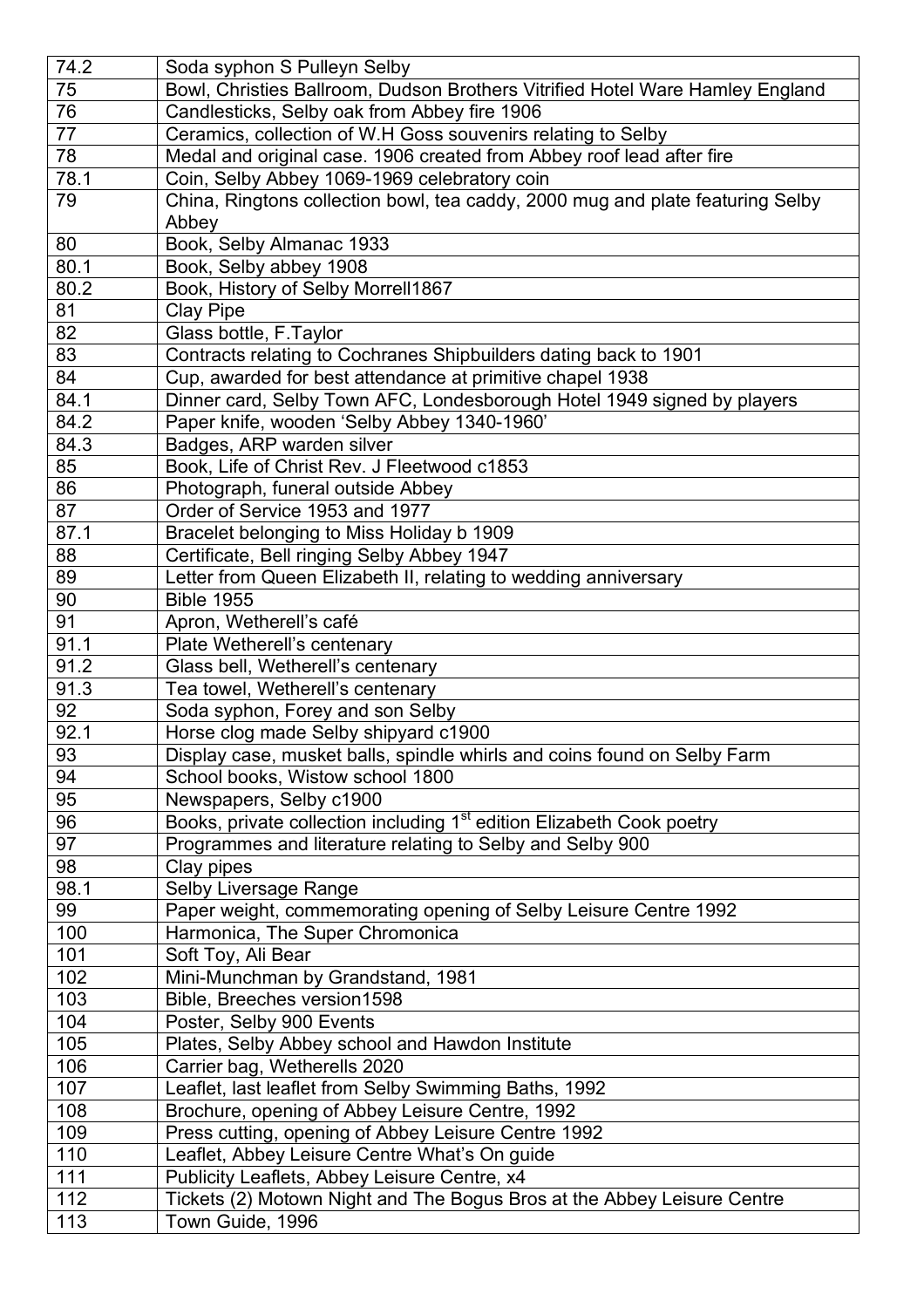| | |
|---|---|
| 74.2 | Soda syphon S Pulleyn Selby |
| 75 | Bowl, Christies Ballroom, Dudson Brothers Vitrified Hotel Ware Hamley England |
| 76 | Candlesticks, Selby oak from Abbey fire 1906 |
| 77 | Ceramics, collection of W.H Goss souvenirs relating to Selby |
| 78 | Medal and original case. 1906 created from Abbey roof lead after fire |
| 78.1 | Coin, Selby Abbey 1069-1969 celebratory coin |
| 79 | China, Ringtons collection bowl, tea caddy, 2000 mug and plate featuring Selby Abbey |
| 80 | Book, Selby Almanac 1933 |
| 80.1 | Book, Selby abbey 1908 |
| 80.2 | Book, History of Selby Morrell1867 |
| 81 | Clay Pipe |
| 82 | Glass bottle, F.Taylor |
| 83 | Contracts relating to Cochranes Shipbuilders dating back to 1901 |
| 84 | Cup, awarded for best attendance at primitive chapel 1938 |
| 84.1 | Dinner card, Selby Town AFC, Londesborough Hotel 1949 signed by players |
| 84.2 | Paper knife, wooden 'Selby Abbey 1340-1960' |
| 84.3 | Badges, ARP warden silver |
| 85 | Book, Life of Christ Rev. J Fleetwood c1853 |
| 86 | Photograph, funeral outside Abbey |
| 87 | Order of Service 1953 and 1977 |
| 87.1 | Bracelet belonging to Miss Holiday b 1909 |
| 88 | Certificate, Bell ringing Selby Abbey 1947 |
| 89 | Letter from Queen Elizabeth II, relating to wedding anniversary |
| 90 | Bible 1955 |
| 91 | Apron, Wetherell's café |
| 91.1 | Plate Wetherell's centenary |
| 91.2 | Glass bell, Wetherell's centenary |
| 91.3 | Tea towel, Wetherell's centenary |
| 92 | Soda syphon, Forey and son Selby |
| 92.1 | Horse clog made Selby shipyard c1900 |
| 93 | Display case, musket balls, spindle whirls and coins found on Selby Farm |
| 94 | School books, Wistow school 1800 |
| 95 | Newspapers, Selby c1900 |
| 96 | Books, private collection including 1st edition Elizabeth Cook poetry |
| 97 | Programmes and literature relating to Selby and Selby 900 |
| 98 | Clay pipes |
| 98.1 | Selby Liversage Range |
| 99 | Paper weight, commemorating opening of Selby Leisure Centre 1992 |
| 100 | Harmonica, The Super Chromonica |
| 101 | Soft Toy, Ali Bear |
| 102 | Mini-Munchman by Grandstand, 1981 |
| 103 | Bible, Breeches version1598 |
| 104 | Poster, Selby 900 Events |
| 105 | Plates, Selby Abbey school and Hawdon Institute |
| 106 | Carrier bag, Wetherells 2020 |
| 107 | Leaflet, last leaflet from Selby Swimming Baths, 1992 |
| 108 | Brochure, opening of Abbey Leisure Centre, 1992 |
| 109 | Press cutting, opening of Abbey Leisure Centre 1992 |
| 110 | Leaflet, Abbey Leisure Centre What's On guide |
| 111 | Publicity Leaflets, Abbey Leisure Centre, x4 |
| 112 | Tickets (2) Motown Night and The Bogus Bros at the Abbey Leisure Centre |
| 113 | Town Guide, 1996 |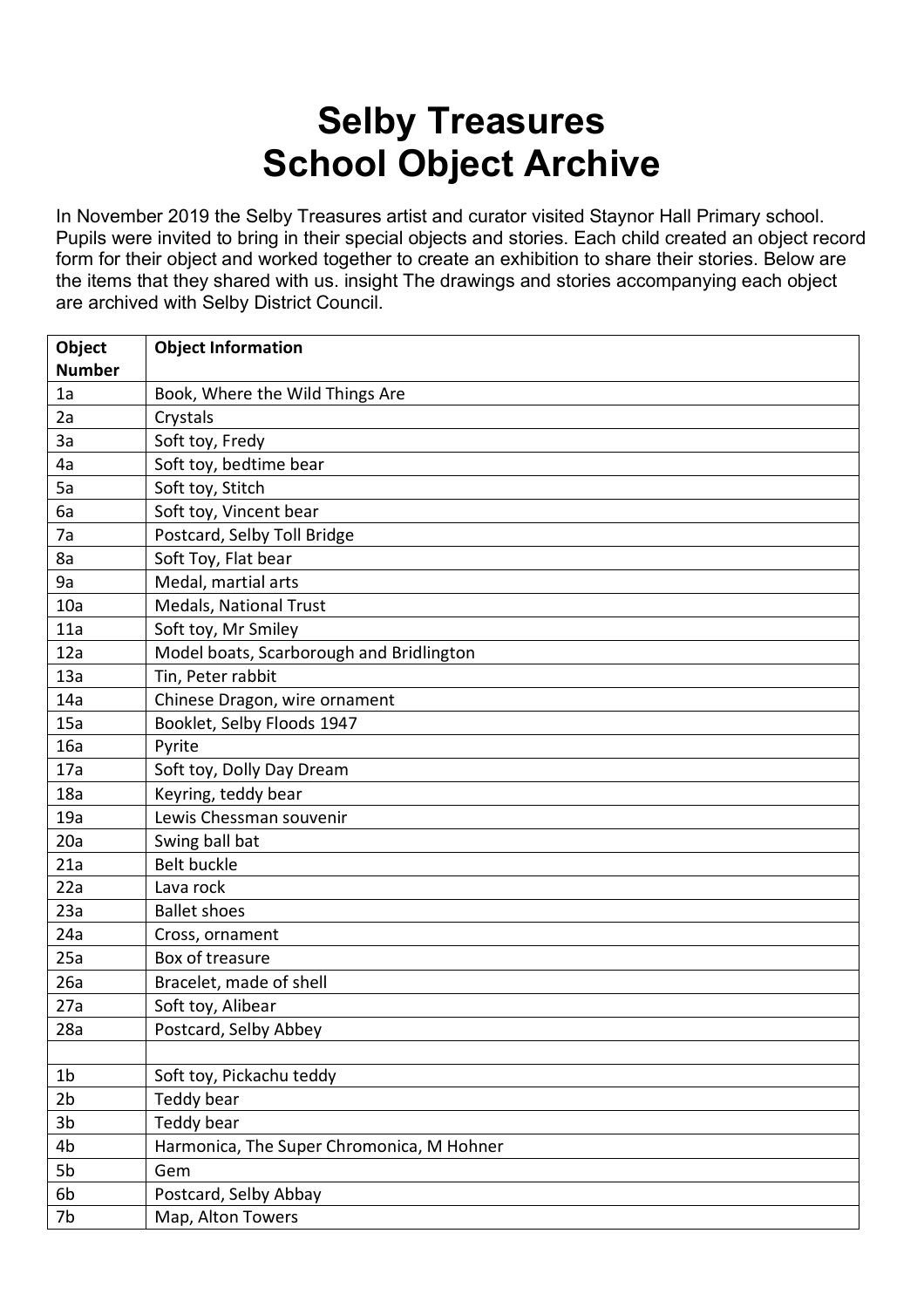# Selby Treasures
# School Object Archive

In November 2019 the Selby Treasures artist and curator visited Staynor Hall Primary school. Pupils were invited to bring in their special objects and stories. Each child created an object record form for their object and worked together to create an exhibition to share their stories. Below are the items that they shared with us. insight The drawings and stories accompanying each object are archived with Selby District Council.

| Object Number | Object Information |
|---|---|
| 1a | Book, Where the Wild Things Are |
| 2a | Crystals |
| 3a | Soft toy, Fredy |
| 4a | Soft toy, bedtime bear |
| 5a | Soft toy, Stitch |
| 6a | Soft toy, Vincent bear |
| 7a | Postcard, Selby Toll Bridge |
| 8a | Soft Toy, Flat bear |
| 9a | Medal, martial arts |
| 10a | Medals, National Trust |
| 11a | Soft toy, Mr Smiley |
| 12a | Model boats, Scarborough and Bridlington |
| 13a | Tin, Peter rabbit |
| 14a | Chinese Dragon, wire ornament |
| 15a | Booklet, Selby Floods 1947 |
| 16a | Pyrite |
| 17a | Soft toy, Dolly Day Dream |
| 18a | Keyring, teddy bear |
| 19a | Lewis Chessman souvenir |
| 20a | Swing ball bat |
| 21a | Belt buckle |
| 22a | Lava rock |
| 23a | Ballet shoes |
| 24a | Cross, ornament |
| 25a | Box of treasure |
| 26a | Bracelet, made of shell |
| 27a | Soft toy, Alibear |
| 28a | Postcard, Selby Abbey |
| | |
| 1b | Soft toy, Pickachu teddy |
| 2b | Teddy bear |
| 3b | Teddy bear |
| 4b | Harmonica, The Super Chromonica, M Hohner |
| 5b | Gem |
| 6b | Postcard, Selby Abbay |
| 7b | Map, Alton Towers |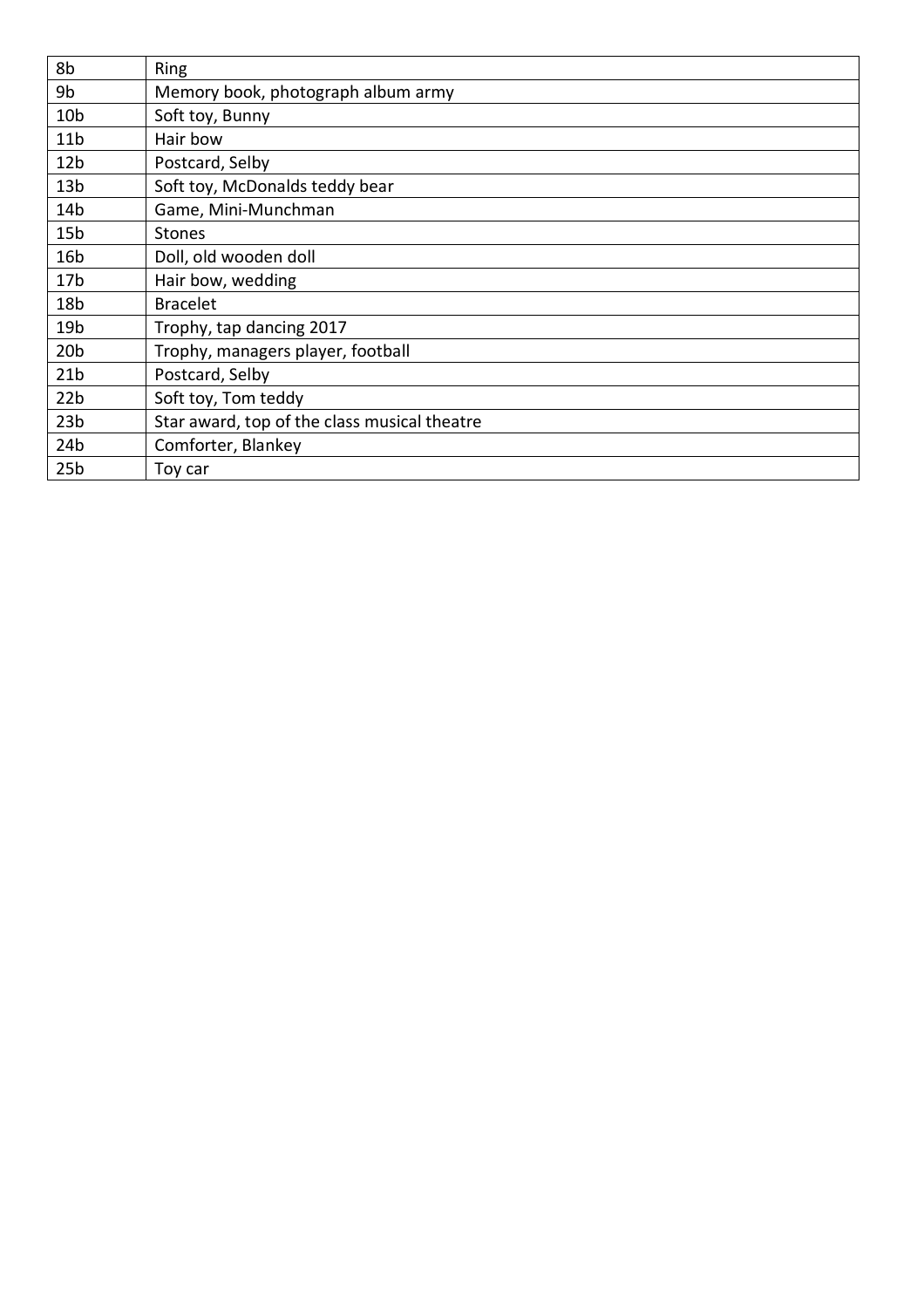| | |
|---|---|
| 8b | Ring |
| 9b | Memory book, photograph album army |
| 10b | Soft toy, Bunny |
| 11b | Hair bow |
| 12b | Postcard, Selby |
| 13b | Soft toy, McDonalds teddy bear |
| 14b | Game, Mini-Munchman |
| 15b | Stones |
| 16b | Doll, old wooden doll |
| 17b | Hair bow, wedding |
| 18b | Bracelet |
| 19b | Trophy, tap dancing 2017 |
| 20b | Trophy, managers player, football |
| 21b | Postcard, Selby |
| 22b | Soft toy, Tom teddy |
| 23b | Star award, top of the class musical theatre |
| 24b | Comforter, Blankey |
| 25b | Toy car |